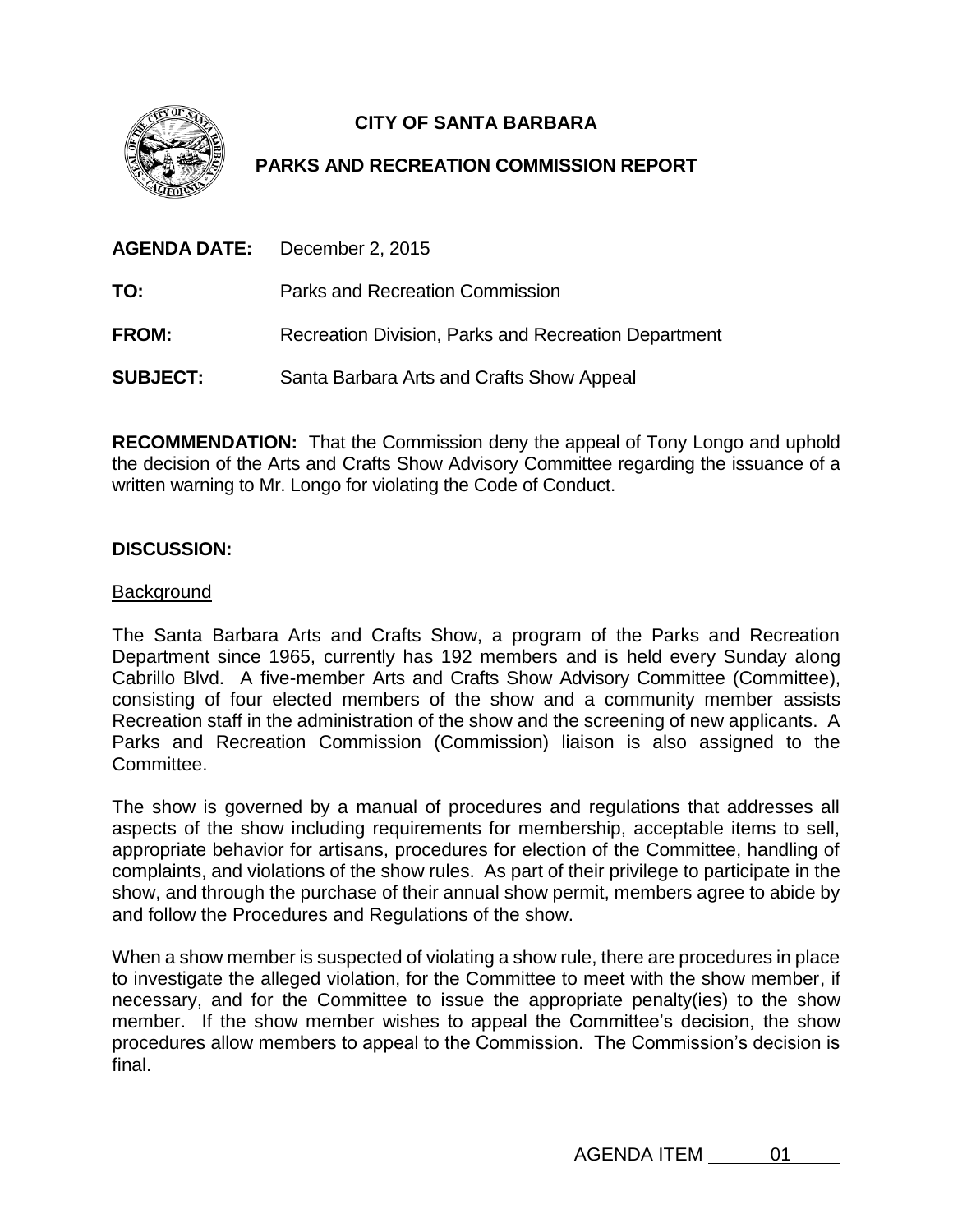# CITY OF SANTA BARBARA

## PARKS AND RECREATION COMMISSION REPORT

**AGENDA DATE:** December 2, 2015

**TO:** Parks and Recreation Commission

**FROM:** Recreation Division, Parks and Recreation Department

**SUBJECT:** Santa Barbara Arts and Crafts Show Appeal

**RECOMMENDATION:** That the Commission deny the appeal of Tony Longo and uphold the decision of the Arts and Crafts Show Advisory Committee regarding the issuance of a written warning to Mr. Longo for violating the Code of Conduct.

**DISCUSSION:**

Background

The Santa Barbara Arts and Crafts Show, a program of the Parks and Recreation Department since 1965, currently has 192 members and is held every Sunday along Cabrillo Blvd. A five-member Arts and Crafts Show Advisory Committee (Committee), consisting of four elected members of the show and a community member assists Recreation staff in the administration of the show and the screening of new applicants. A Parks and Recreation Commission (Commission) liaison is also assigned to the Committee.

The show is governed by a manual of procedures and regulations that addresses all aspects of the show including requirements for membership, acceptable items to sell, appropriate behavior for artisans, procedures for election of the Committee, handling of complaints, and violations of the show rules. As part of their privilege to participate in the show, and through the purchase of their annual show permit, members agree to abide by and follow the Procedures and Regulations of the show.

When a show member is suspected of violating a show rule, there are procedures in place to investigate the alleged violation, for the Committee to meet with the show member, if necessary, and for the Committee to issue the appropriate penalty(ies) to the show member. If the show member wishes to appeal the Committee's decision, the show procedures allow members to appeal to the Commission. The Commission's decision is final.

AGENDA ITEM 01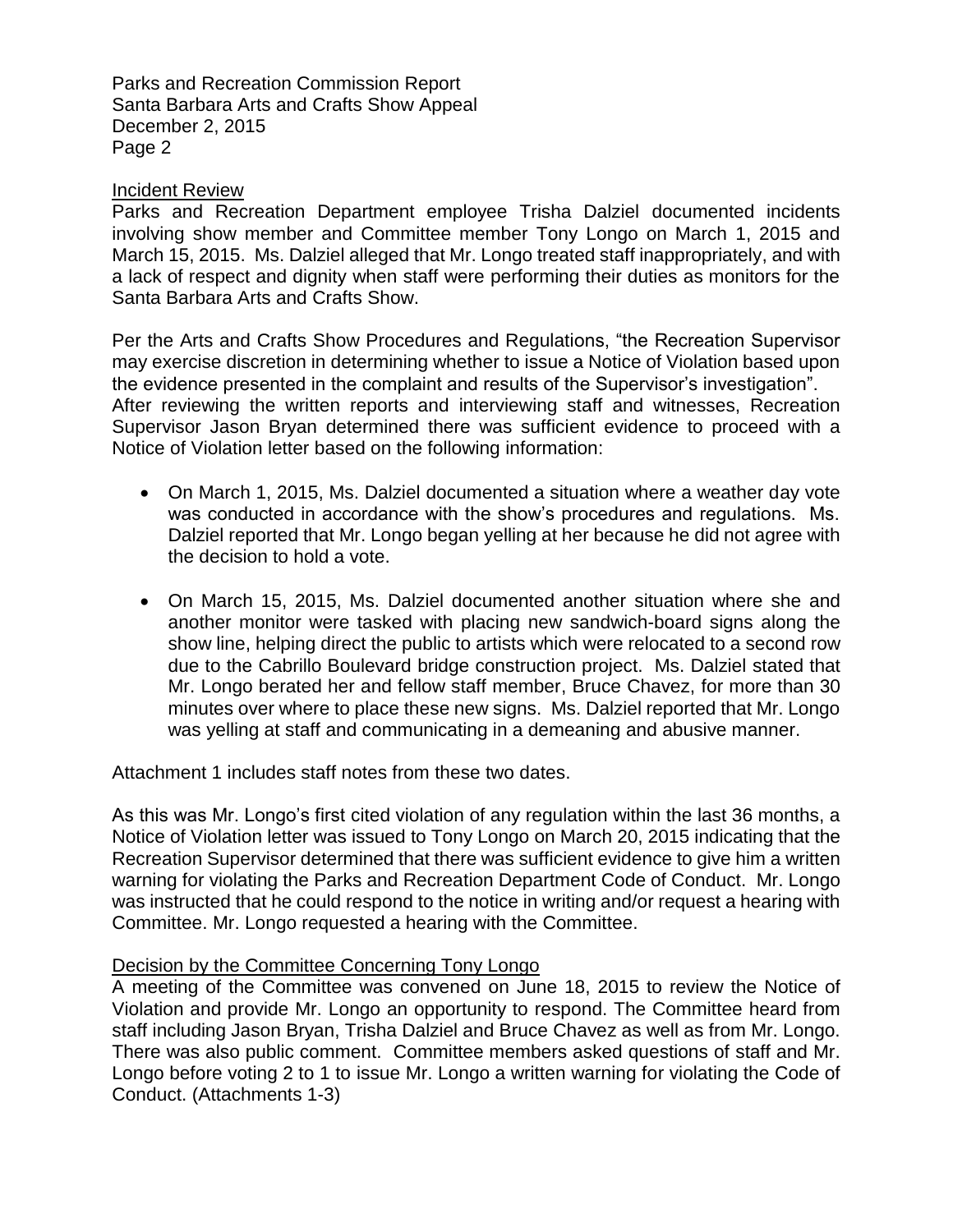## Incident Review

Parks and Recreation Department employee Trisha Dalziel documented incidents involving show member and Committee member Tony Longo on March 1, 2015 and March 15, 2015. Ms. Dalziel alleged that Mr. Longo treated staff inappropriately, and with a lack of respect and dignity when staff were performing their duties as monitors for the Santa Barbara Arts and Crafts Show.

Per the Arts and Crafts Show Procedures and Regulations, "the Recreation Supervisor may exercise discretion in determining whether to issue a Notice of Violation based upon the evidence presented in the complaint and results of the Supervisor's investigation". After reviewing the written reports and interviewing staff and witnesses, Recreation Supervisor Jason Bryan determined there was sufficient evidence to proceed with a Notice of Violation letter based on the following information:

- On March 1, 2015, Ms. Dalziel documented a situation where a weather day vote was conducted in accordance with the show's procedures and regulations. Ms. Dalziel reported that Mr. Longo began yelling at her because he did not agree with the decision to hold a vote.
- On March 15, 2015, Ms. Dalziel documented another situation where she and another monitor were tasked with placing new sandwich-board signs along the show line, helping direct the public to artists which were relocated to a second row due to the Cabrillo Boulevard bridge construction project. Ms. Dalziel stated that Mr. Longo berated her and fellow staff member, Bruce Chavez, for more than 30 minutes over where to place these new signs. Ms. Dalziel reported that Mr. Longo was yelling at staff and communicating in a demeaning and abusive manner.

Attachment 1 includes staff notes from these two dates.

As this was Mr. Longo's first cited violation of any regulation within the last 36 months, a Notice of Violation letter was issued to Tony Longo on March 20, 2015 indicating that the Recreation Supervisor determined that there was sufficient evidence to give him a written warning for violating the Parks and Recreation Department Code of Conduct. Mr. Longo was instructed that he could respond to the notice in writing and/or request a hearing with Committee. Mr. Longo requested a hearing with the Committee.

## Decision by the Committee Concerning Tony Longo

A meeting of the Committee was convened on June 18, 2015 to review the Notice of Violation and provide Mr. Longo an opportunity to respond. The Committee heard from staff including Jason Bryan, Trisha Dalziel and Bruce Chavez as well as from Mr. Longo. There was also public comment. Committee members asked questions of staff and Mr. Longo before voting 2 to 1 to issue Mr. Longo a written warning for violating the Code of Conduct. (Attachments 1-3)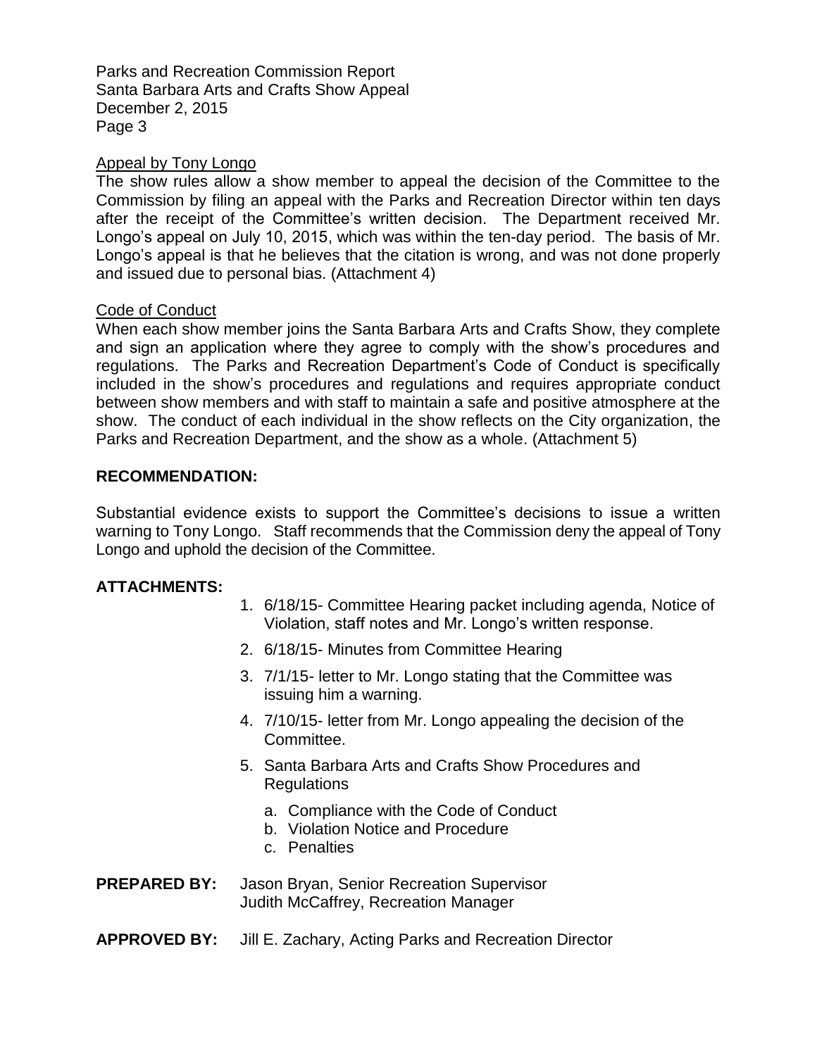Appeal by Tony Longo

The show rules allow a show member to appeal the decision of the Committee to the Commission by filing an appeal with the Parks and Recreation Director within ten days after the receipt of the Committee's written decision. The Department received Mr. Longo's appeal on July 10, 2015, which was within the ten-day period. The basis of Mr. Longo's appeal is that he believes that the citation is wrong, and was not done properly and issued due to personal bias. (Attachment 4)

Code of Conduct

When each show member joins the Santa Barbara Arts and Crafts Show, they complete and sign an application where they agree to comply with the show's procedures and regulations. The Parks and Recreation Department's Code of Conduct is specifically included in the show's procedures and regulations and requires appropriate conduct between show members and with staff to maintain a safe and positive atmosphere at the show. The conduct of each individual in the show reflects on the City organization, the Parks and Recreation Department, and the show as a whole. (Attachment 5)

**RECOMMENDATION:**

Substantial evidence exists to support the Committee's decisions to issue a written warning to Tony Longo. Staff recommends that the Commission deny the appeal of Tony Longo and uphold the decision of the Committee.

**ATTACHMENTS:**

1. 6/18/15- Committee Hearing packet including agenda, Notice of Violation, staff notes and Mr. Longo's written response.
2. 6/18/15- Minutes from Committee Hearing
3. 7/1/15- letter to Mr. Longo stating that the Committee was issuing him a warning.
4. 7/10/15- letter from Mr. Longo appealing the decision of the Committee.
5. Santa Barbara Arts and Crafts Show Procedures and Regulations
   a. Compliance with the Code of Conduct
   b. Violation Notice and Procedure
   c. Penalties

**PREPARED BY:** Jason Bryan, Senior Recreation Supervisor
Judith McCaffrey, Recreation Manager

**APPROVED BY:** Jill E. Zachary, Acting Parks and Recreation Director